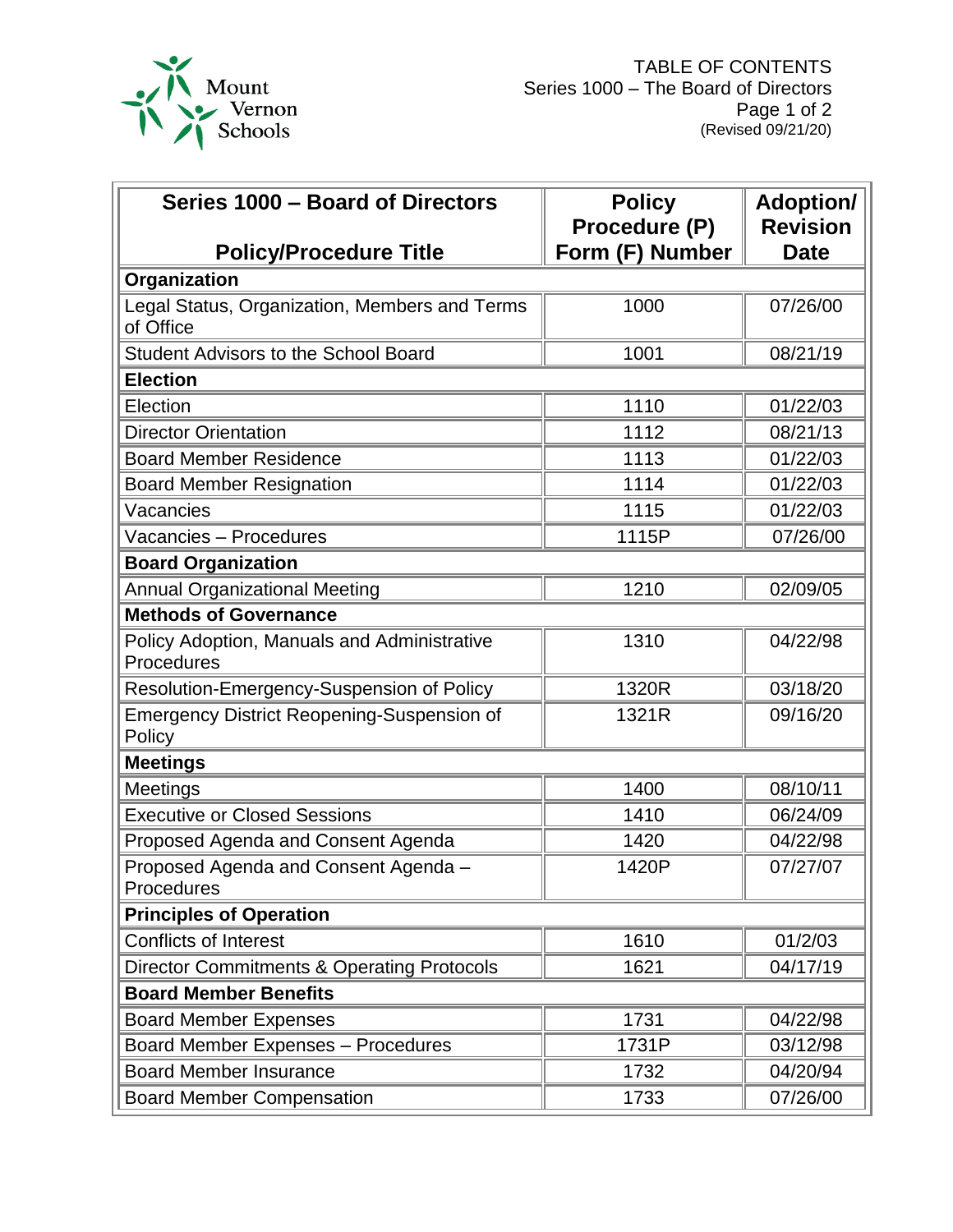Mount Vernon Schools

TABLE OF CONTENTS
Series 1000 – The Board of Directors
(Revised 09/21/20)

| Series 1000 – Board of Directors<br>Policy/Procedure Title | Policy Procedure (P) Form (F) Number | Adoption/ Revision Date |
|---|---|---|
| **Organization** | | |
| Legal Status, Organization, Members and Terms of Office | 1000 | 07/26/00 |
| Student Advisors to the School Board | 1001 | 08/21/19 |
| **Election** | | |
| Election | 1110 | 01/22/03 |
| Director Orientation | 1112 | 08/21/13 |
| Board Member Residence | 1113 | 01/22/03 |
| Board Member Resignation | 1114 | 01/22/03 |
| Vacancies | 1115 | 01/22/03 |
| Vacancies – Procedures | 1115P | 07/26/00 |
| **Board Organization** | | |
| Annual Organizational Meeting | 1210 | 02/09/05 |
| **Methods of Governance** | | |
| Policy Adoption, Manuals and Administrative Procedures | 1310 | 04/22/98 |
| Resolution-Emergency-Suspension of Policy | 1320R | 03/18/20 |
| Emergency District Reopening-Suspension of Policy | 1321R | 09/16/20 |
| **Meetings** | | |
| Meetings | 1400 | 08/10/11 |
| Executive or Closed Sessions | 1410 | 06/24/09 |
| Proposed Agenda and Consent Agenda | 1420 | 04/22/98 |
| Proposed Agenda and Consent Agenda – Procedures | 1420P | 07/27/07 |
| **Principles of Operation** | | |
| Conflicts of Interest | 1610 | 01/2/03 |
| Director Commitments & Operating Protocols | 1621 | 04/17/19 |
| **Board Member Benefits** | | |
| Board Member Expenses | 1731 | 04/22/98 |
| Board Member Expenses – Procedures | 1731P | 03/12/98 |
| Board Member Insurance | 1732 | 04/20/94 |
| Board Member Compensation | 1733 | 07/26/00 |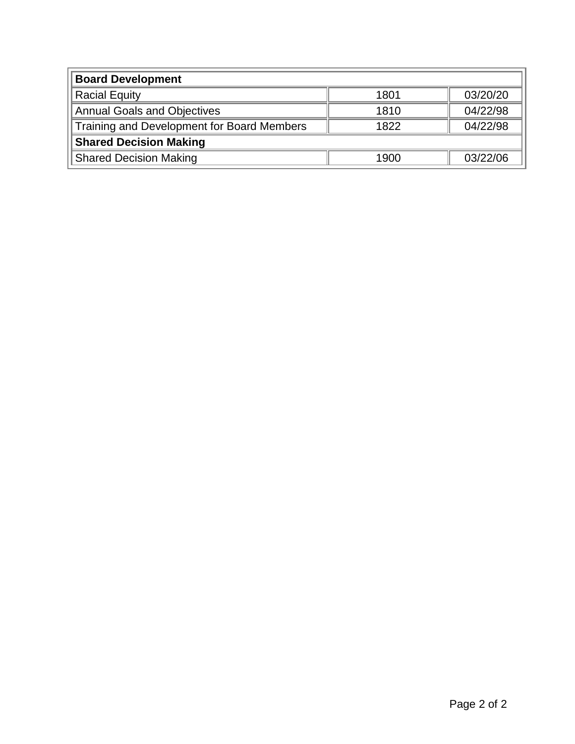| | | |
|---|---|---|
| **Board Development** | | |
| Racial Equity | 1801 | 03/20/20 |
| Annual Goals and Objectives | 1810 | 04/22/98 |
| Training and Development for Board Members | 1822 | 04/22/98 |
| **Shared Decision Making** | | |
| Shared Decision Making | 1900 | 03/22/06 |